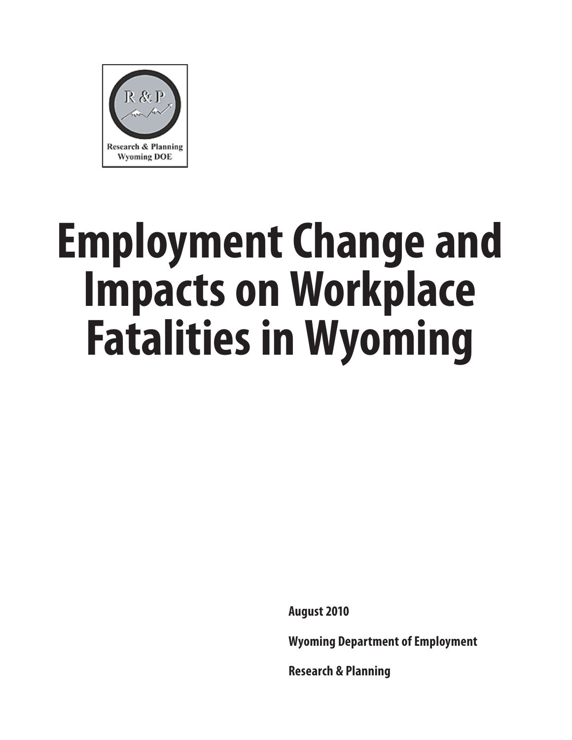Research & Planning
Wyoming DOE

# Employment Change and Impacts on Workplace Fatalities in Wyoming

**August 2010**

**Wyoming Department of Employment**

**Research & Planning**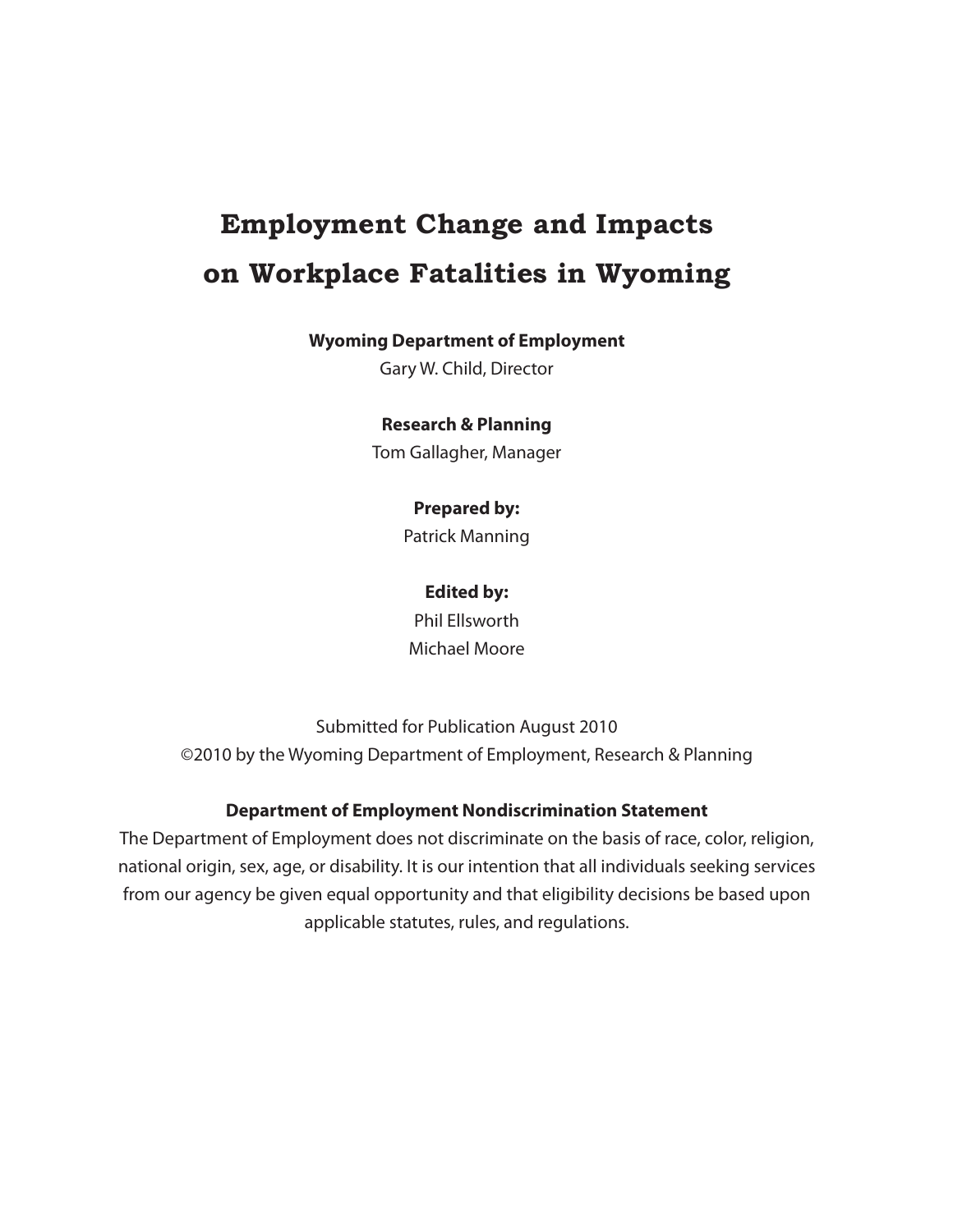# Employment Change and Impacts on Workplace Fatalities in Wyoming

**Wyoming Department of Employment**

Gary W. Child, Director

**Research & Planning**

Tom Gallagher, Manager

**Prepared by:**

Patrick Manning

**Edited by:**

Phil Ellsworth

Michael Moore

Submitted for Publication August 2010

©2010 by the Wyoming Department of Employment, Research & Planning

**Department of Employment Nondiscrimination Statement**

The Department of Employment does not discriminate on the basis of race, color, religion, national origin, sex, age, or disability. It is our intention that all individuals seeking services from our agency be given equal opportunity and that eligibility decisions be based upon applicable statutes, rules, and regulations.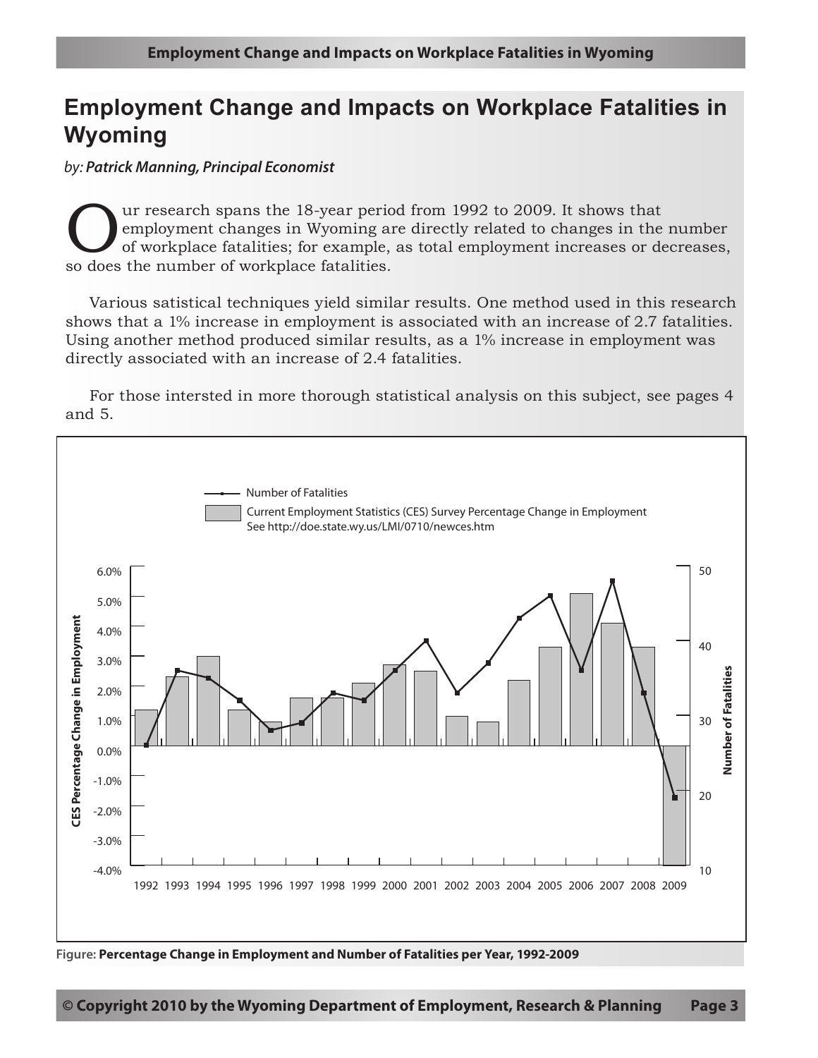# Employment Change and Impacts on Workplace Fatalities in Wyoming

*by:* ***Patrick Manning, Principal Economist***

Our research spans the 18-year period from 1992 to 2009. It shows that employment changes in Wyoming are directly related to changes in the number of workplace fatalities; for example, as total employment increases or decreases, so does the number of workplace fatalities.

Various satistical techniques yield similar results. One method used in this research shows that a 1% increase in employment is associated with an increase of 2.7 fatalities. Using another method produced similar results, as a 1% increase in employment was directly associated with an increase of 2.4 fatalities.

For those intersted in more thorough statistical analysis on this subject, see pages 4 and 5.

Figure: **Percentage Change in Employment and Number of Fatalities per Year, 1992-2009**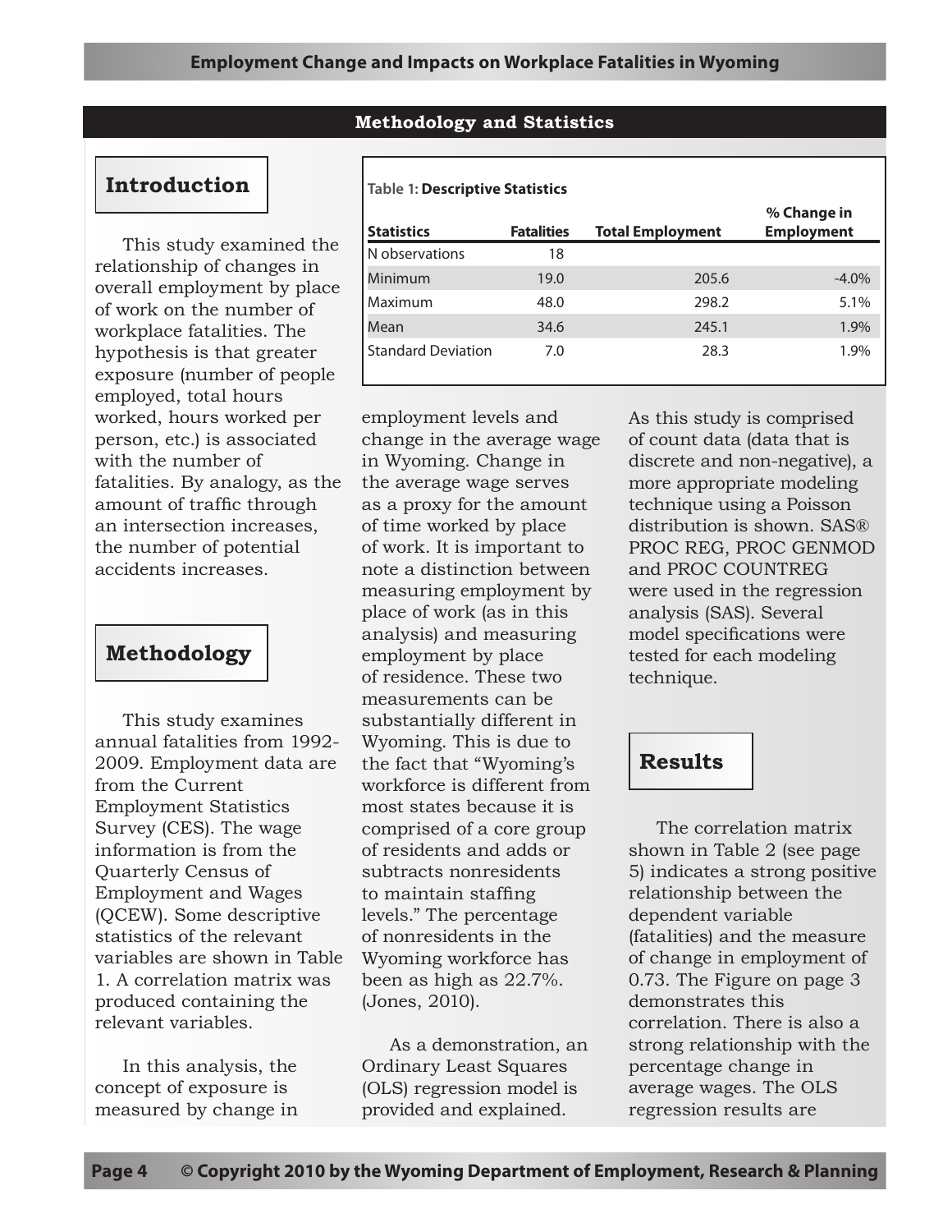## Methodology and Statistics

### Introduction

This study examined the relationship of changes in overall employment by place of work on the number of workplace fatalities. The hypothesis is that greater exposure (number of people employed, total hours worked, hours worked per person, etc.) is associated with the number of fatalities. By analogy, as the amount of traffic through an intersection increases, the number of potential accidents increases.

### Methodology

This study examines annual fatalities from 1992-2009. Employment data are from the Current Employment Statistics Survey (CES). The wage information is from the Quarterly Census of Employment and Wages (QCEW). Some descriptive statistics of the relevant variables are shown in Table 1. A correlation matrix was produced containing the relevant variables.

**Table 1: Descriptive Statistics**

| Statistics | Fatalities | Total Employment | % Change in Employment |
|---|---|---|---|
| N observations | 18 | | |
| Minimum | 19.0 | 205.6 | -4.0% |
| Maximum | 48.0 | 298.2 | 5.1% |
| Mean | 34.6 | 245.1 | 1.9% |
| Standard Deviation | 7.0 | 28.3 | 1.9% |

In this analysis, the concept of exposure is measured by change in employment levels and change in the average wage in Wyoming. Change in the average wage serves as a proxy for the amount of time worked by place of work. It is important to note a distinction between measuring employment by place of work (as in this analysis) and measuring employment by place of residence. These two measurements can be substantially different in Wyoming. This is due to the fact that "Wyoming's workforce is different from most states because it is comprised of a core group of residents and adds or subtracts nonresidents to maintain staffing levels." The percentage of nonresidents in the Wyoming workforce has been as high as 22.7%. (Jones, 2010).

As a demonstration, an Ordinary Least Squares (OLS) regression model is provided and explained. As this study is comprised of count data (data that is discrete and non-negative), a more appropriate modeling technique using a Poisson distribution is shown. SAS® PROC REG, PROC GENMOD and PROC COUNTREG were used in the regression analysis (SAS). Several model specifications were tested for each modeling technique.

### Results

The correlation matrix shown in Table 2 (see page 5) indicates a strong positive relationship between the dependent variable (fatalities) and the measure of change in employment of 0.73. The Figure on page 3 demonstrates this correlation. There is also a strong relationship with the percentage change in average wages. The OLS regression results are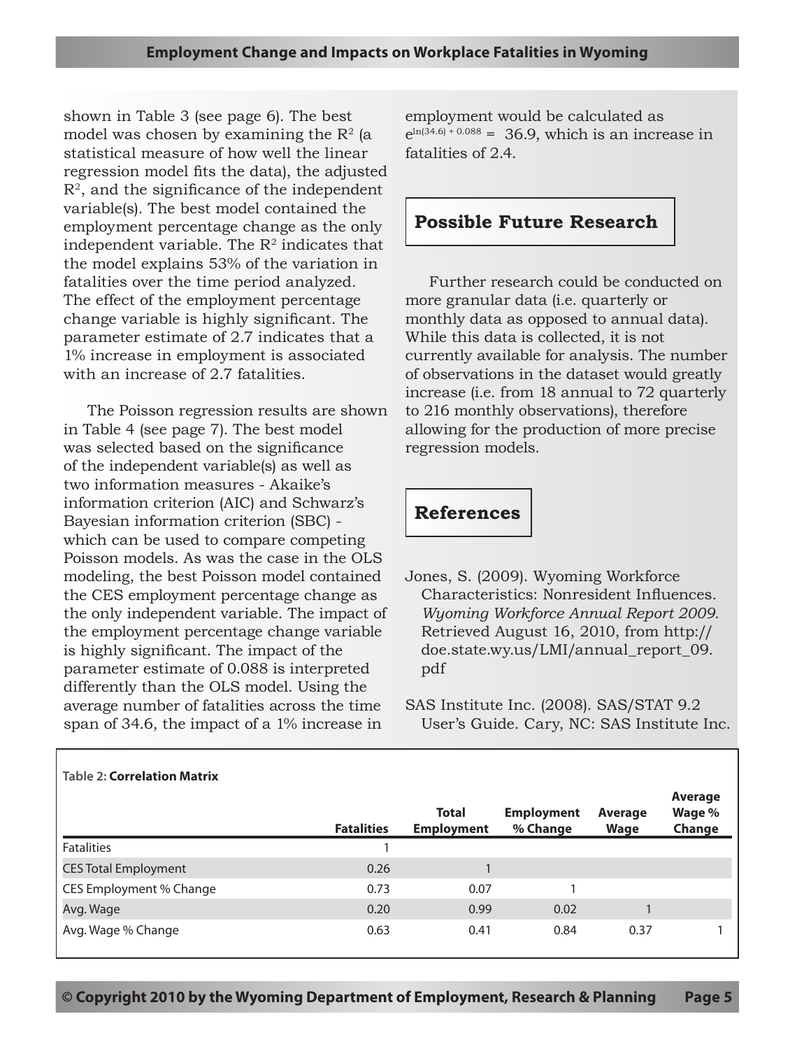shown in Table 3 (see page 6). The best model was chosen by examining the $R^2$ (a statistical measure of how well the linear regression model fits the data), the adjusted $R^2$, and the significance of the independent variable(s). The best model contained the employment percentage change as the only independent variable. The $R^2$ indicates that the model explains 53% of the variation in fatalities over the time period analyzed. The effect of the employment percentage change variable is highly significant. The parameter estimate of 2.7 indicates that a 1% increase in employment is associated with an increase of 2.7 fatalities.

The Poisson regression results are shown in Table 4 (see page 7). The best model was selected based on the significance of the independent variable(s) as well as two information measures - Akaike's information criterion (AIC) and Schwarz's Bayesian information criterion (SBC) - which can be used to compare competing Poisson models. As was the case in the OLS modeling, the best Poisson model contained the CES employment percentage change as the only independent variable. The impact of the employment percentage change variable is highly significant. The impact of the parameter estimate of 0.088 is interpreted differently than the OLS model. Using the average number of fatalities across the time span of 34.6, the impact of a 1% increase in employment would be calculated as $e^{\ln(34.6) + 0.088} = 36.9$, which is an increase in fatalities of 2.4.

## Possible Future Research

Further research could be conducted on more granular data (i.e. quarterly or monthly data as opposed to annual data). While this data is collected, it is not currently available for analysis. The number of observations in the dataset would greatly increase (i.e. from 18 annual to 72 quarterly to 216 monthly observations), therefore allowing for the production of more precise regression models.

## References

Jones, S. (2009). Wyoming Workforce Characteristics: Nonresident Influences. *Wyoming Workforce Annual Report 2009*. Retrieved August 16, 2010, from http://doe.state.wy.us/LMI/annual_report_09.pdf

SAS Institute Inc. (2008). SAS/STAT 9.2 User's Guide. Cary, NC: SAS Institute Inc.

Table 2: **Correlation Matrix**

| | Fatalities | Total Employment | Employment % Change | Average Wage | Average Wage % Change |
|---|---|---|---|---|---|
| Fatalities | 1 | | | | |
| CES Total Employment | 0.26 | 1 | | | |
| CES Employment % Change | 0.73 | 0.07 | 1 | | |
| Avg. Wage | 0.20 | 0.99 | 0.02 | 1 | |
| Avg. Wage % Change | 0.63 | 0.41 | 0.84 | 0.37 | 1 |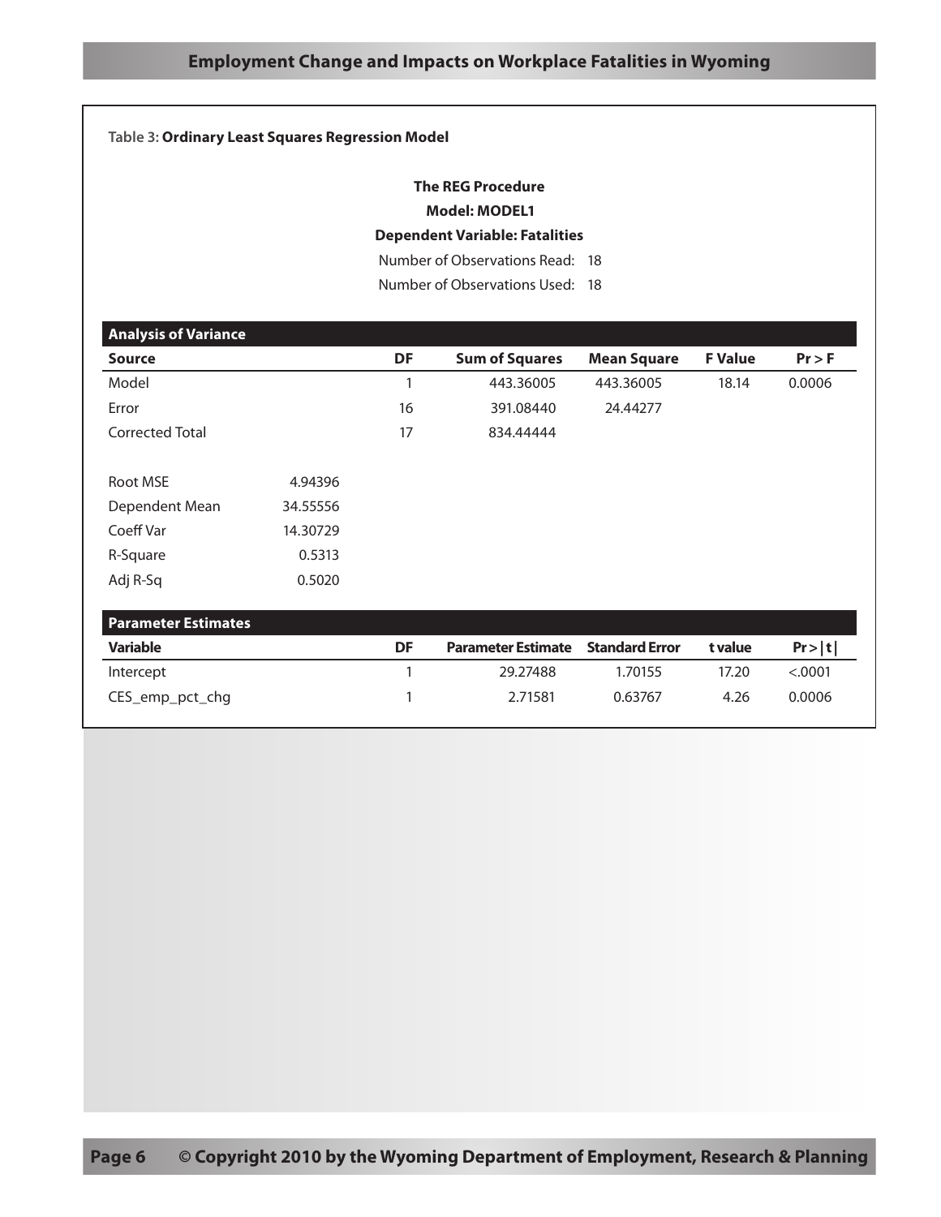Table 3: **Ordinary Least Squares Regression Model**

**The REG Procedure**

**Model: MODEL1**

**Dependent Variable: Fatalities**

Number of Observations Read: 18

Number of Observations Used: 18

**Analysis of Variance**

| Source | DF | Sum of Squares | Mean Square | F Value | Pr > F |
|---|---|---|---|---|---|
| Model | 1 | 443.36005 | 443.36005 | 18.14 | 0.0006 |
| Error | 16 | 391.08440 | 24.44277 | | |
| Corrected Total | 17 | 834.44444 | | | |

| | |
|---|---|
| Root MSE | 4.94396 |
| Dependent Mean | 34.55556 |
| Coeff Var | 14.30729 |
| R-Square | 0.5313 |
| Adj R-Sq | 0.5020 |

**Parameter Estimates**

| Variable | DF | Parameter Estimate | Standard Error | t value | Pr > \|t\| |
|---|---|---|---|---|---|
| Intercept | 1 | 29.27488 | 1.70155 | 17.20 | <.0001 |
| CES_emp_pct_chg | 1 | 2.71581 | 0.63767 | 4.26 | 0.0006 |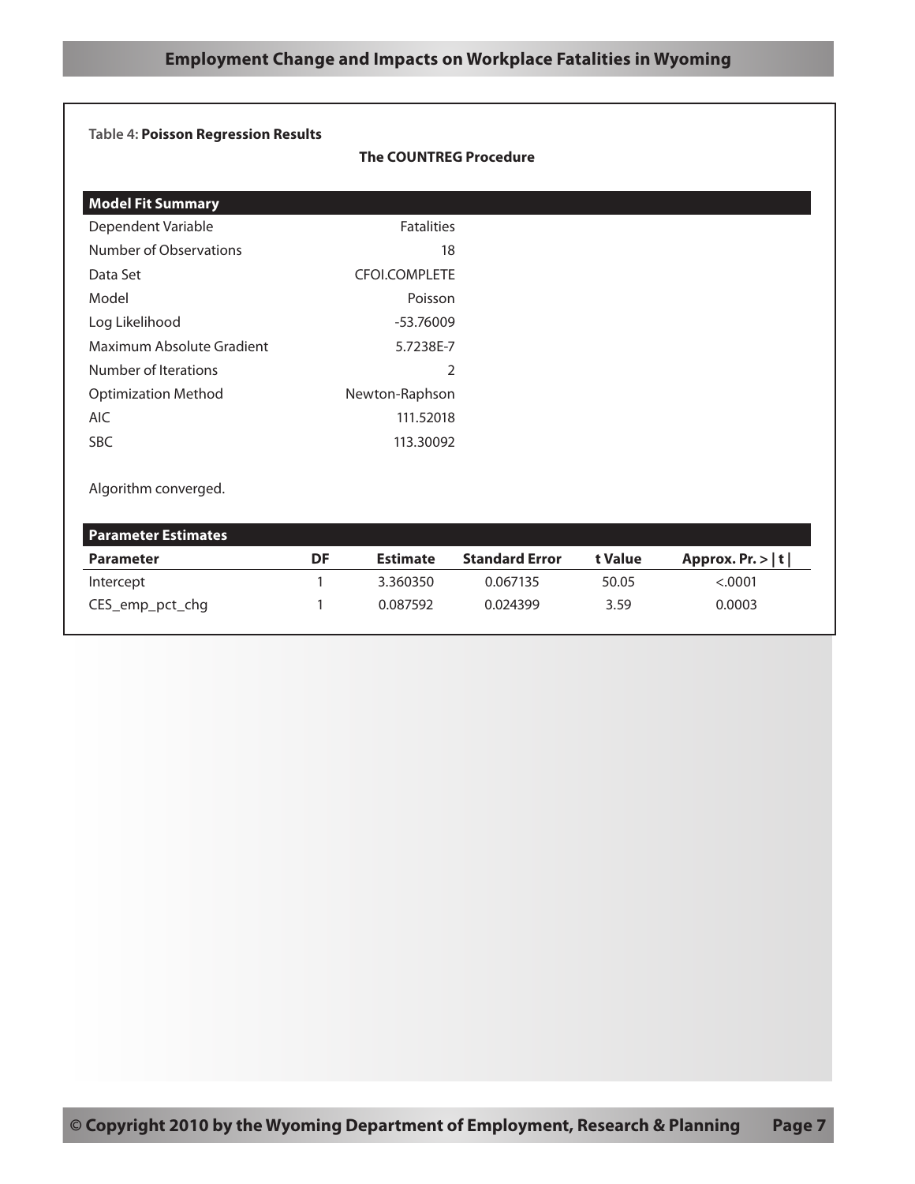Table 4: **Poisson Regression Results**

**The COUNTREG Procedure**

| **Model Fit Summary** | |
|---|---|
| Dependent Variable | Fatalities |
| Number of Observations | 18 |
| Data Set | CFOI.COMPLETE |
| Model | Poisson |
| Log Likelihood | -53.76009 |
| Maximum Absolute Gradient | 5.7238E-7 |
| Number of Iterations | 2 |
| Optimization Method | Newton-Raphson |
| AIC | 111.52018 |
| SBC | 113.30092 |

Algorithm converged.

**Parameter Estimates**

| Parameter | DF | Estimate | Standard Error | t Value | Approx. Pr. > \|t\| |
|---|---|---|---|---|---|
| Intercept | 1 | 3.360350 | 0.067135 | 50.05 | <.0001 |
| CES_emp_pct_chg | 1 | 0.087592 | 0.024399 | 3.59 | 0.0003 |